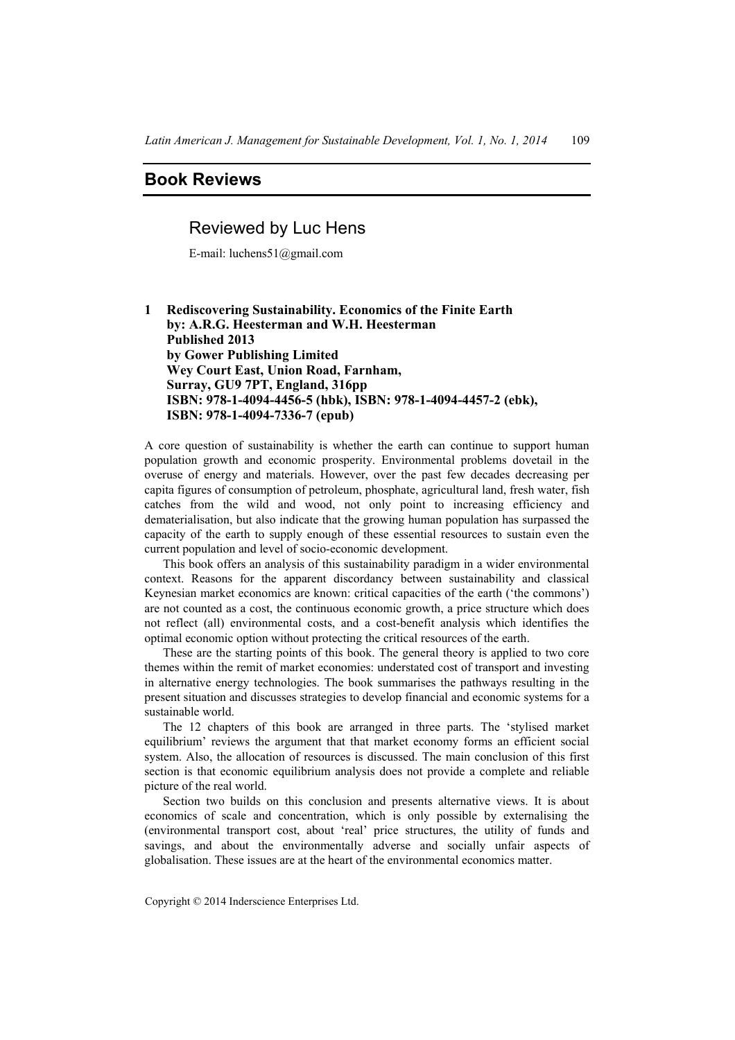## Book Reviews

### Reviewed by Luc Hens

E-mail: luchens51@gmail.com

**1 Rediscovering Sustainability. Economics of the Finite Earth**
**by: A.R.G. Heesterman and W.H. Heesterman**
**Published 2013**
**by Gower Publishing Limited**
**Wey Court East, Union Road, Farnham,**
**Surray, GU9 7PT, England, 316pp**
**ISBN: 978-1-4094-4456-5 (hbk), ISBN: 978-1-4094-4457-2 (ebk),**
**ISBN: 978-1-4094-7336-7 (epub)**

A core question of sustainability is whether the earth can continue to support human population growth and economic prosperity. Environmental problems dovetail in the overuse of energy and materials. However, over the past few decades decreasing per capita figures of consumption of petroleum, phosphate, agricultural land, fresh water, fish catches from the wild and wood, not only point to increasing efficiency and dematerialisation, but also indicate that the growing human population has surpassed the capacity of the earth to supply enough of these essential resources to sustain even the current population and level of socio-economic development.

This book offers an analysis of this sustainability paradigm in a wider environmental context. Reasons for the apparent discordancy between sustainability and classical Keynesian market economics are known: critical capacities of the earth ('the commons') are not counted as a cost, the continuous economic growth, a price structure which does not reflect (all) environmental costs, and a cost-benefit analysis which identifies the optimal economic option without protecting the critical resources of the earth.

These are the starting points of this book. The general theory is applied to two core themes within the remit of market economies: understated cost of transport and investing in alternative energy technologies. The book summarises the pathways resulting in the present situation and discusses strategies to develop financial and economic systems for a sustainable world.

The 12 chapters of this book are arranged in three parts. The 'stylised market equilibrium' reviews the argument that that market economy forms an efficient social system. Also, the allocation of resources is discussed. The main conclusion of this first section is that economic equilibrium analysis does not provide a complete and reliable picture of the real world.

Section two builds on this conclusion and presents alternative views. It is about economics of scale and concentration, which is only possible by externalising the (environmental transport cost, about 'real' price structures, the utility of funds and savings, and about the environmentally adverse and socially unfair aspects of globalisation. These issues are at the heart of the environmental economics matter.

Copyright © 2014 Inderscience Enterprises Ltd.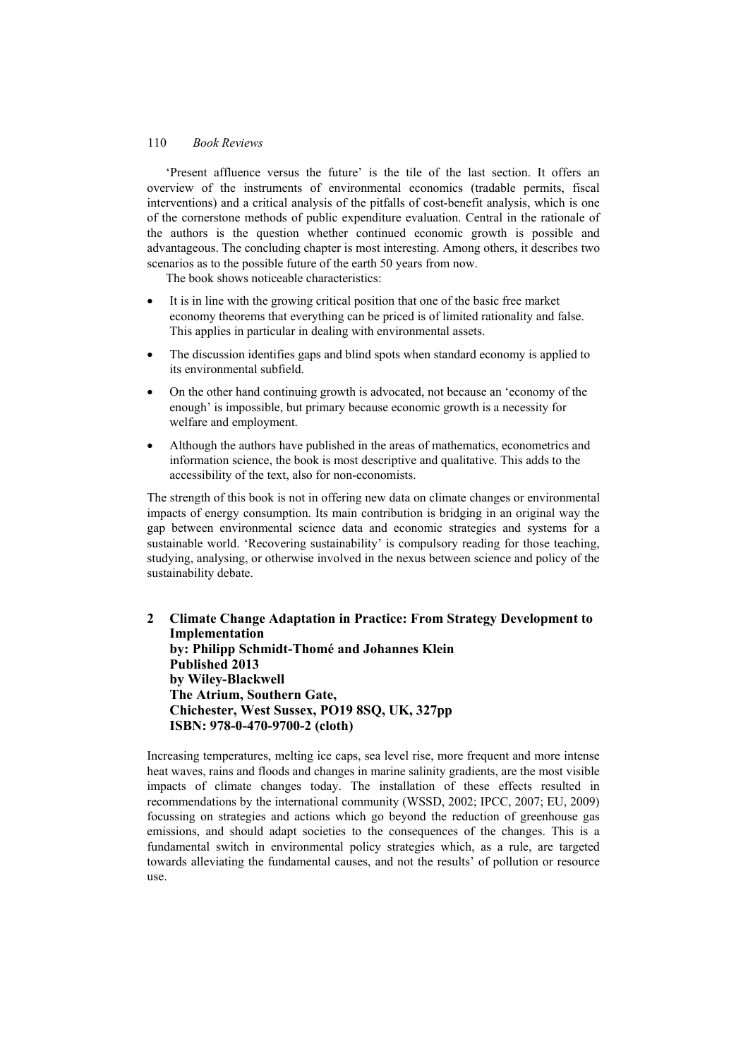'Present affluence versus the future' is the tile of the last section. It offers an overview of the instruments of environmental economics (tradable permits, fiscal interventions) and a critical analysis of the pitfalls of cost-benefit analysis, which is one of the cornerstone methods of public expenditure evaluation. Central in the rationale of the authors is the question whether continued economic growth is possible and advantageous. The concluding chapter is most interesting. Among others, it describes two scenarios as to the possible future of the earth 50 years from now.

The book shows noticeable characteristics:

- It is in line with the growing critical position that one of the basic free market economy theorems that everything can be priced is of limited rationality and false. This applies in particular in dealing with environmental assets.
- The discussion identifies gaps and blind spots when standard economy is applied to its environmental subfield.
- On the other hand continuing growth is advocated, not because an 'economy of the enough' is impossible, but primary because economic growth is a necessity for welfare and employment.
- Although the authors have published in the areas of mathematics, econometrics and information science, the book is most descriptive and qualitative. This adds to the accessibility of the text, also for non-economists.

The strength of this book is not in offering new data on climate changes or environmental impacts of energy consumption. Its main contribution is bridging in an original way the gap between environmental science data and economic strategies and systems for a sustainable world. 'Recovering sustainability' is compulsory reading for those teaching, studying, analysing, or otherwise involved in the nexus between science and policy of the sustainability debate.

## 2 Climate Change Adaptation in Practice: From Strategy Development to Implementation

**by: Philipp Schmidt-Thomé and Johannes Klein**
**Published 2013**
**by Wiley-Blackwell**
**The Atrium, Southern Gate,**
**Chichester, West Sussex, PO19 8SQ, UK, 327pp**
**ISBN: 978-0-470-9700-2 (cloth)**

Increasing temperatures, melting ice caps, sea level rise, more frequent and more intense heat waves, rains and floods and changes in marine salinity gradients, are the most visible impacts of climate changes today. The installation of these effects resulted in recommendations by the international community (WSSD, 2002; IPCC, 2007; EU, 2009) focussing on strategies and actions which go beyond the reduction of greenhouse gas emissions, and should adapt societies to the consequences of the changes. This is a fundamental switch in environmental policy strategies which, as a rule, are targeted towards alleviating the fundamental causes, and not the results' of pollution or resource use.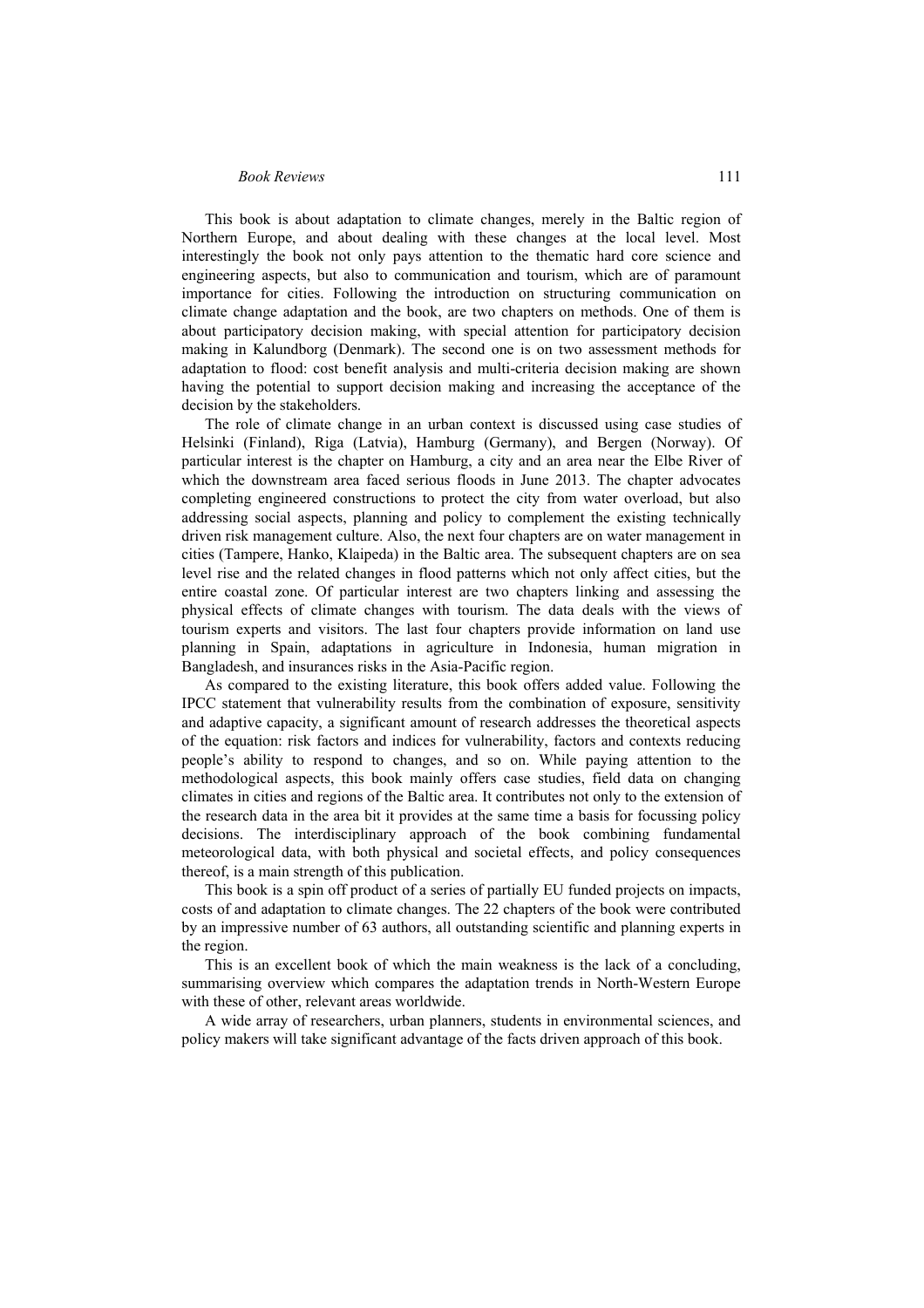This book is about adaptation to climate changes, merely in the Baltic region of Northern Europe, and about dealing with these changes at the local level. Most interestingly the book not only pays attention to the thematic hard core science and engineering aspects, but also to communication and tourism, which are of paramount importance for cities. Following the introduction on structuring communication on climate change adaptation and the book, are two chapters on methods. One of them is about participatory decision making, with special attention for participatory decision making in Kalundborg (Denmark). The second one is on two assessment methods for adaptation to flood: cost benefit analysis and multi-criteria decision making are shown having the potential to support decision making and increasing the acceptance of the decision by the stakeholders.

The role of climate change in an urban context is discussed using case studies of Helsinki (Finland), Riga (Latvia), Hamburg (Germany), and Bergen (Norway). Of particular interest is the chapter on Hamburg, a city and an area near the Elbe River of which the downstream area faced serious floods in June 2013. The chapter advocates completing engineered constructions to protect the city from water overload, but also addressing social aspects, planning and policy to complement the existing technically driven risk management culture. Also, the next four chapters are on water management in cities (Tampere, Hanko, Klaipeda) in the Baltic area. The subsequent chapters are on sea level rise and the related changes in flood patterns which not only affect cities, but the entire coastal zone. Of particular interest are two chapters linking and assessing the physical effects of climate changes with tourism. The data deals with the views of tourism experts and visitors. The last four chapters provide information on land use planning in Spain, adaptations in agriculture in Indonesia, human migration in Bangladesh, and insurances risks in the Asia-Pacific region.

As compared to the existing literature, this book offers added value. Following the IPCC statement that vulnerability results from the combination of exposure, sensitivity and adaptive capacity, a significant amount of research addresses the theoretical aspects of the equation: risk factors and indices for vulnerability, factors and contexts reducing people's ability to respond to changes, and so on. While paying attention to the methodological aspects, this book mainly offers case studies, field data on changing climates in cities and regions of the Baltic area. It contributes not only to the extension of the research data in the area bit it provides at the same time a basis for focussing policy decisions. The interdisciplinary approach of the book combining fundamental meteorological data, with both physical and societal effects, and policy consequences thereof, is a main strength of this publication.

This book is a spin off product of a series of partially EU funded projects on impacts, costs of and adaptation to climate changes. The 22 chapters of the book were contributed by an impressive number of 63 authors, all outstanding scientific and planning experts in the region.

This is an excellent book of which the main weakness is the lack of a concluding, summarising overview which compares the adaptation trends in North-Western Europe with these of other, relevant areas worldwide.

A wide array of researchers, urban planners, students in environmental sciences, and policy makers will take significant advantage of the facts driven approach of this book.